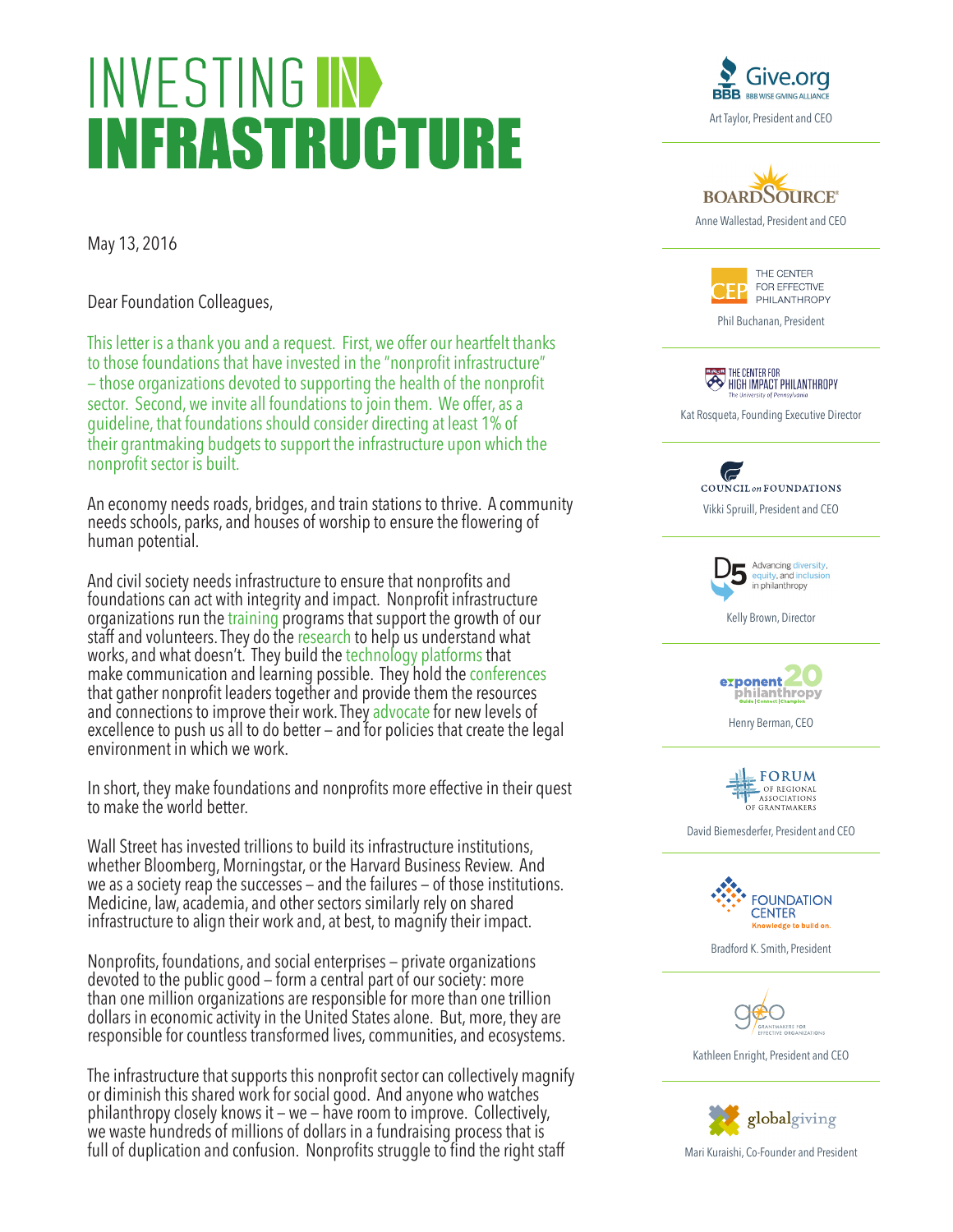# INVESTING IN INFRASTRUCTURE

May 13, 2016

Dear Foundation Colleagues,

This letter is a thank you and a request. First, we offer our heartfelt thanks to those foundations that have invested in the "nonprofit infrastructure" – those organizations devoted to supporting the health of the nonprofit sector. Second, we invite all foundations to join them. We offer, as a guideline, that foundations should consider directing at least 1% of their grantmaking budgets to support the infrastructure upon which the nonprofit sector is built.

An economy needs roads, bridges, and train stations to thrive. A community needs schools, parks, and houses of worship to ensure the flowering of human potential.

And civil society needs infrastructure to ensure that nonprofits and foundations can act with integrity and impact. Nonprofit infrastructure organizations run the training programs that support the growth of our staff and volunteers. They do the research to help us understand what works, and what doesn't. They build the technology platforms that make communication and learning possible. They hold the conferences that gather nonprofit leaders together and provide them the resources and connections to improve their work. They advocate for new levels of excellence to push us all to do better – and for policies that create the legal environment in which we work.

In short, they make foundations and nonprofits more effective in their quest to make the world better.

Wall Street has invested trillions to build its infrastructure institutions, whether Bloomberg, Morningstar, or the Harvard Business Review. And we as a society reap the successes – and the failures – of those institutions. Medicine, law, academia, and other sectors similarly rely on shared infrastructure to align their work and, at best, to magnify their impact.

Nonprofits, foundations, and social enterprises – private organizations devoted to the public good – form a central part of our society: more than one million organizations are responsible for more than one trillion dollars in economic activity in the United States alone. But, more, they are responsible for countless transformed lives, communities, and ecosystems.

The infrastructure that supports this nonprofit sector can collectively magnify or diminish this shared work for social good. And anyone who watches philanthropy closely knows it – we – have room to improve. Collectively, we waste hundreds of millions of dollars in a fundraising process that is full of duplication and confusion. Nonprofits struggle to find the right staff

Give.org – BBB Wise Giving Alliance
Art Taylor, President and CEO

BoardSource
Anne Wallestad, President and CEO

The Center for Effective Philanthropy
Phil Buchanan, President

The Center for High Impact Philanthropy – The University of Pennsylvania
Kat Rosqueta, Founding Executive Director

Council on Foundations
Vikki Spruill, President and CEO

D5 – Advancing diversity, equity, and inclusion in philanthropy
Kelly Brown, Director

Exponent Philanthropy 20 – Guide | Connect | Champion
Henry Berman, CEO

Forum of Regional Associations of Grantmakers
David Biemesderfer, President and CEO

Foundation Center – Knowledge to build on.
Bradford K. Smith, President

GEO – Grantmakers for Effective Organizations
Kathleen Enright, President and CEO

GlobalGiving
Mari Kuraishi, Co-Founder and President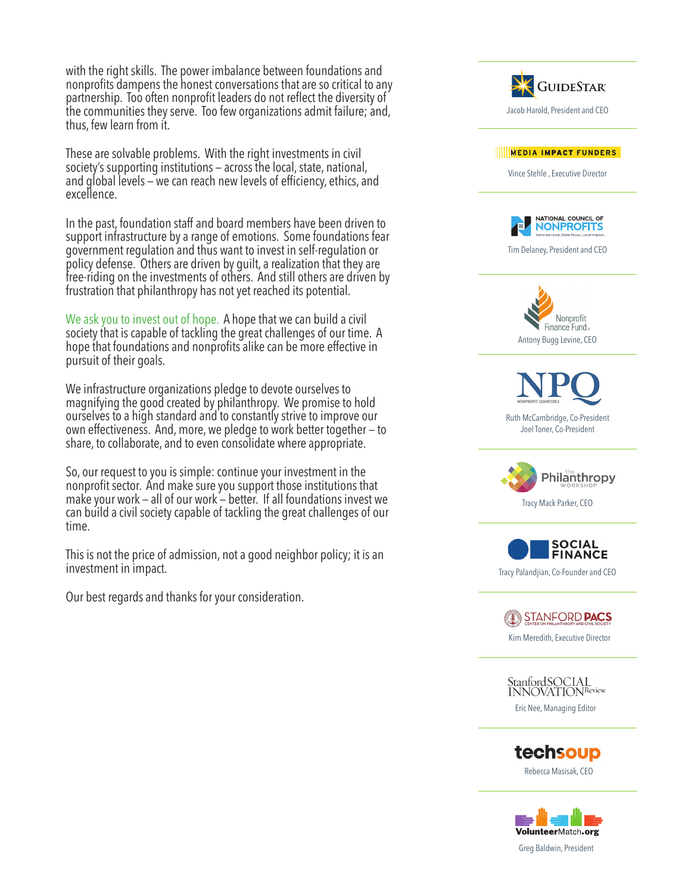with the right skills. The power imbalance between foundations and nonprofits dampens the honest conversations that are so critical to any partnership. Too often nonprofit leaders do not reflect the diversity of the communities they serve. Too few organizations admit failure; and, thus, few learn from it.

These are solvable problems. With the right investments in civil society's supporting institutions – across the local, state, national, and global levels – we can reach new levels of efficiency, ethics, and excellence.

In the past, foundation staff and board members have been driven to support infrastructure by a range of emotions. Some foundations fear government regulation and thus want to invest in self-regulation or policy defense. Others are driven by guilt, a realization that they are free-riding on the investments of others. And still others are driven by frustration that philanthropy has not yet reached its potential.

We ask you to invest out of hope. A hope that we can build a civil society that is capable of tackling the great challenges of our time. A hope that foundations and nonprofits alike can be more effective in pursuit of their goals.

We infrastructure organizations pledge to devote ourselves to magnifying the good created by philanthropy. We promise to hold ourselves to a high standard and to constantly strive to improve our own effectiveness. And, more, we pledge to work better together – to share, to collaborate, and to even consolidate where appropriate.

So, our request to you is simple: continue your investment in the nonprofit sector. And make sure you support those institutions that make your work – all of our work – better. If all foundations invest we can build a civil society capable of tackling the great challenges of our time.

This is not the price of admission, not a good neighbor policy; it is an investment in impact.

Our best regards and thanks for your consideration.

GuideStar
Jacob Harold, President and CEO

Media Impact Funders
Vince Stehle, Executive Director

National Council of Nonprofits
Tim Delaney, President and CEO

Nonprofit Finance Fund
Antony Bugg Levine, CEO

NPQ Nonprofit Quarterly
Ruth McCambridge, Co-President
Joel Toner, Co-President

The Philanthropy Workshop
Tracy Mack Parker, CEO

Social Finance
Tracy Palandjian, Co-Founder and CEO

Stanford PACS Center on Philanthropy and Civil Society
Kim Meredith, Executive Director

Stanford Social Innovation Review
Eric Nee, Managing Editor

TechSoup
Rebecca Masisak, CEO

VolunteerMatch.org
Greg Baldwin, President